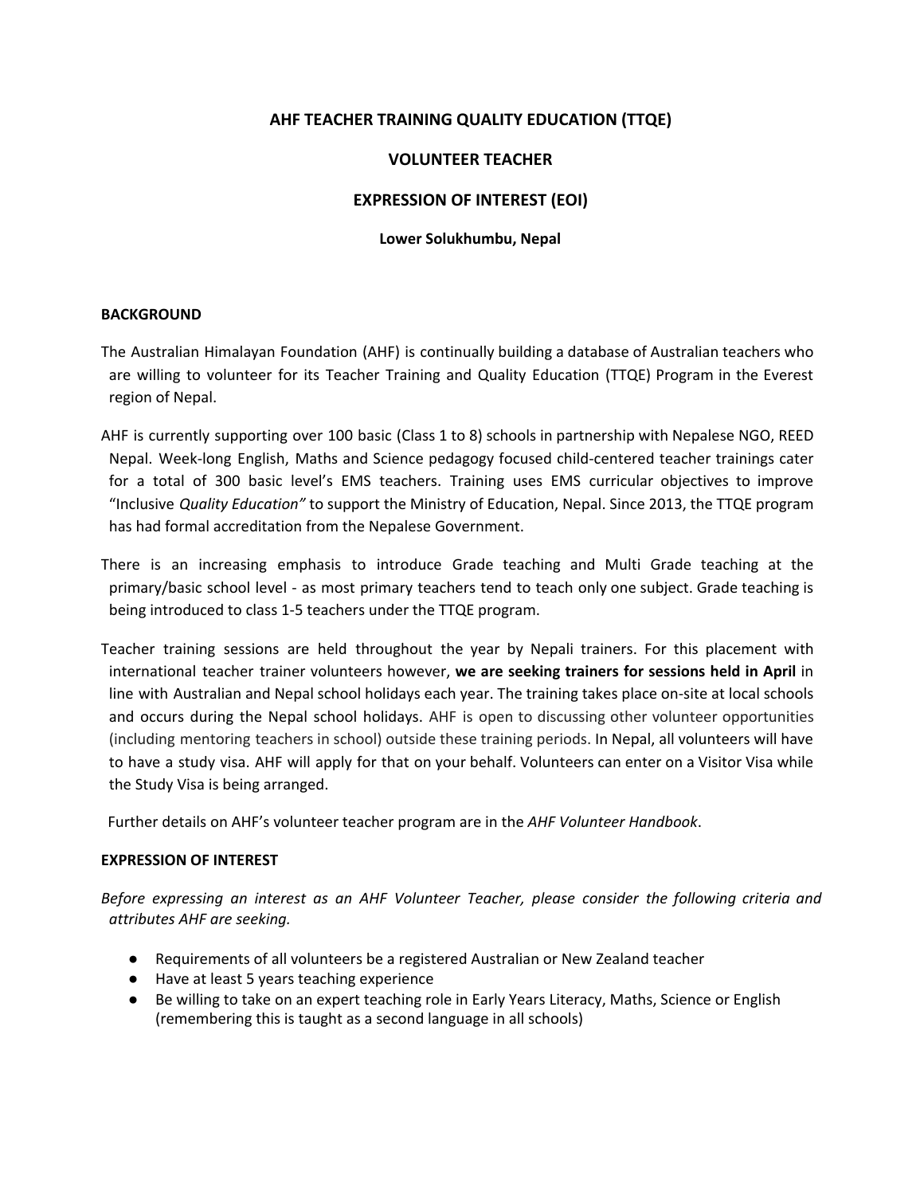# AHF TEACHER TRAINING QUALITY EDUCATION (TTQE)

## VOLUNTEER TEACHER

## EXPRESSION OF INTEREST (EOI)

**Lower Solukhumbu, Nepal**

**BACKGROUND**

The Australian Himalayan Foundation (AHF) is continually building a database of Australian teachers who are willing to volunteer for its Teacher Training and Quality Education (TTQE) Program in the Everest region of Nepal.

AHF is currently supporting over 100 basic (Class 1 to 8) schools in partnership with Nepalese NGO, REED Nepal. Week-long English, Maths and Science pedagogy focused child-centered teacher trainings cater for a total of 300 basic level's EMS teachers. Training uses EMS curricular objectives to improve "Inclusive *Quality Education"* to support the Ministry of Education, Nepal. Since 2013, the TTQE program has had formal accreditation from the Nepalese Government.

There is an increasing emphasis to introduce Grade teaching and Multi Grade teaching at the primary/basic school level - as most primary teachers tend to teach only one subject. Grade teaching is being introduced to class 1-5 teachers under the TTQE program.

Teacher training sessions are held throughout the year by Nepali trainers. For this placement with international teacher trainer volunteers however, **we are seeking trainers for sessions held in April** in line with Australian and Nepal school holidays each year. The training takes place on-site at local schools and occurs during the Nepal school holidays. AHF is open to discussing other volunteer opportunities (including mentoring teachers in school) outside these training periods. In Nepal, all volunteers will have to have a study visa. AHF will apply for that on your behalf. Volunteers can enter on a Visitor Visa while the Study Visa is being arranged.

Further details on AHF's volunteer teacher program are in the *AHF Volunteer Handbook*.

**EXPRESSION OF INTEREST**

*Before expressing an interest as an AHF Volunteer Teacher, please consider the following criteria and attributes AHF are seeking.*

- Requirements of all volunteers be a registered Australian or New Zealand teacher
- Have at least 5 years teaching experience
- Be willing to take on an expert teaching role in Early Years Literacy, Maths, Science or English (remembering this is taught as a second language in all schools)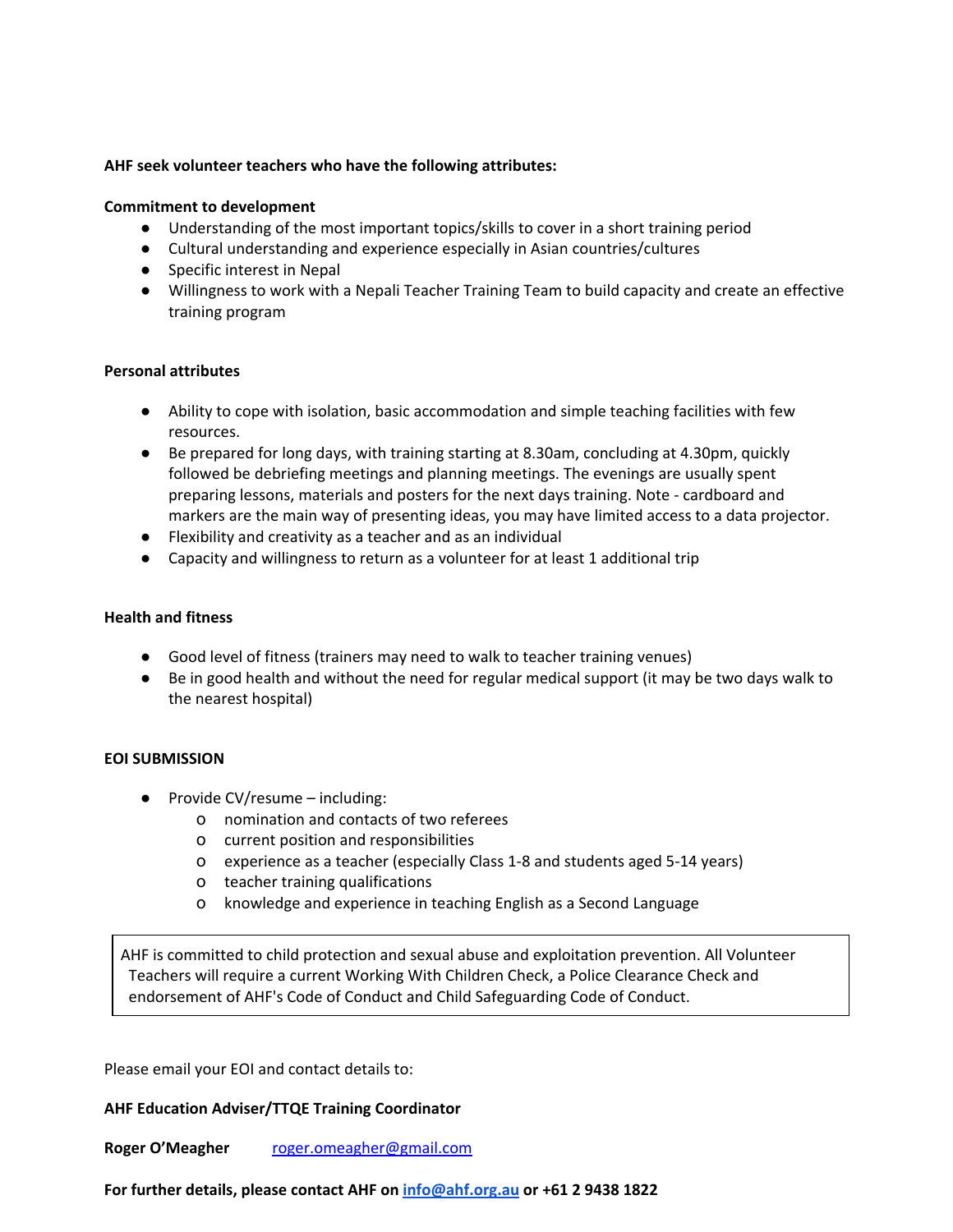**AHF seek volunteer teachers who have the following attributes:**

**Commitment to development**

- Understanding of the most important topics/skills to cover in a short training period
- Cultural understanding and experience especially in Asian countries/cultures
- Specific interest in Nepal
- Willingness to work with a Nepali Teacher Training Team to build capacity and create an effective training program

**Personal attributes**

- Ability to cope with isolation, basic accommodation and simple teaching facilities with few resources.
- Be prepared for long days, with training starting at 8.30am, concluding at 4.30pm, quickly followed be debriefing meetings and planning meetings. The evenings are usually spent preparing lessons, materials and posters for the next days training. Note - cardboard and markers are the main way of presenting ideas, you may have limited access to a data projector.
- Flexibility and creativity as a teacher and as an individual
- Capacity and willingness to return as a volunteer for at least 1 additional trip

**Health and fitness**

- Good level of fitness (trainers may need to walk to teacher training venues)
- Be in good health and without the need for regular medical support (it may be two days walk to the nearest hospital)

**EOI SUBMISSION**

- Provide CV/resume – including:
  - nomination and contacts of two referees
  - current position and responsibilities
  - experience as a teacher (especially Class 1-8 and students aged 5-14 years)
  - teacher training qualifications
  - knowledge and experience in teaching English as a Second Language

AHF is committed to child protection and sexual abuse and exploitation prevention. All Volunteer Teachers will require a current Working With Children Check, a Police Clearance Check and endorsement of AHF's Code of Conduct and Child Safeguarding Code of Conduct.

Please email your EOI and contact details to:

**AHF Education Adviser/TTQE Training Coordinator**

**Roger O'Meagher** roger.omeagher@gmail.com

**For further details, please contact AHF on info@ahf.org.au or +61 2 9438 1822**